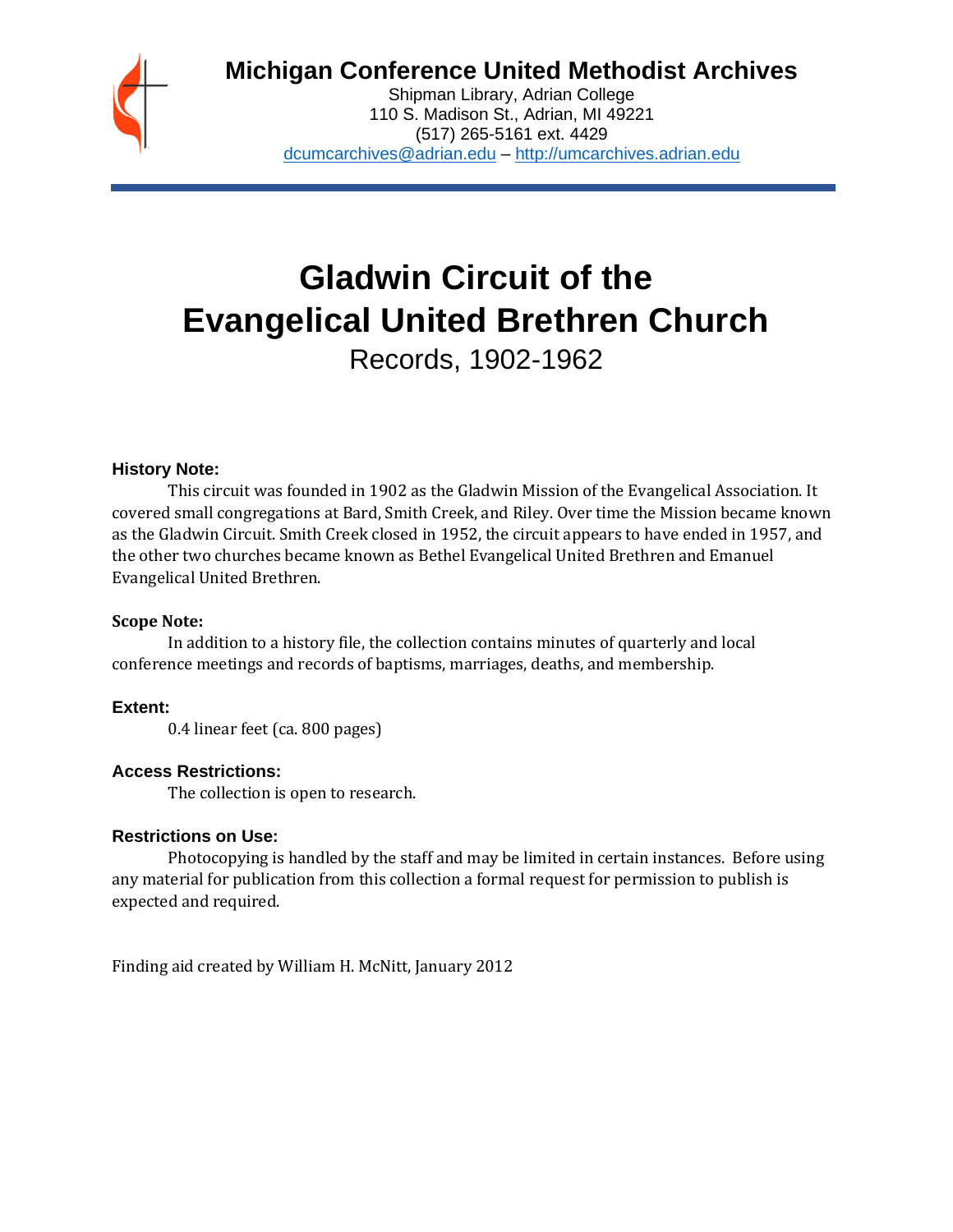# Michigan Conference United Methodist Archives

Shipman Library, Adrian College
110 S. Madison St., Adrian, MI 49221
(517) 265-5161 ext. 4429
dcumcarchives@adrian.edu – http://umcarchives.adrian.edu

# Gladwin Circuit of the Evangelical United Brethren Church

Records, 1902-1962

### History Note:

This circuit was founded in 1902 as the Gladwin Mission of the Evangelical Association. It covered small congregations at Bard, Smith Creek, and Riley. Over time the Mission became known as the Gladwin Circuit. Smith Creek closed in 1952, the circuit appears to have ended in 1957, and the other two churches became known as Bethel Evangelical United Brethren and Emanuel Evangelical United Brethren.

### Scope Note:

In addition to a history file, the collection contains minutes of quarterly and local conference meetings and records of baptisms, marriages, deaths, and membership.

### Extent:

0.4 linear feet (ca. 800 pages)

### Access Restrictions:

The collection is open to research.

### Restrictions on Use:

Photocopying is handled by the staff and may be limited in certain instances. Before using any material for publication from this collection a formal request for permission to publish is expected and required.

Finding aid created by William H. McNitt, January 2012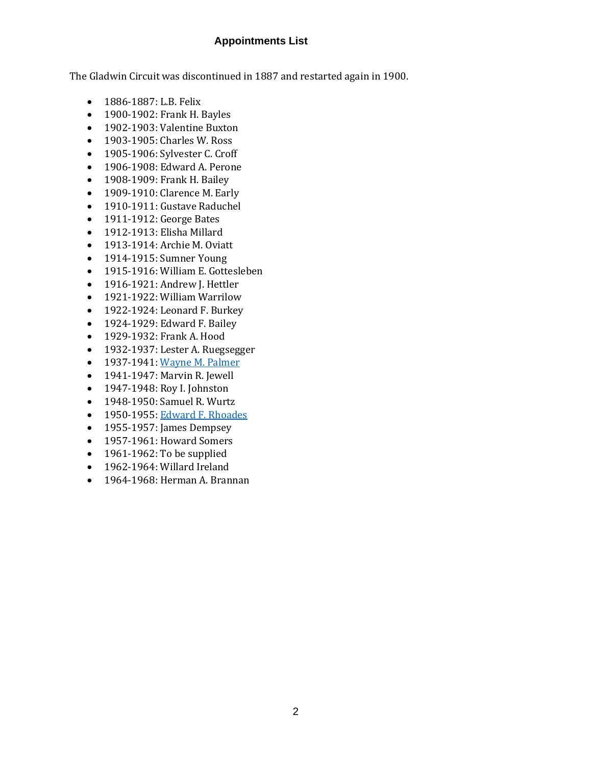## Appointments List

The Gladwin Circuit was discontinued in 1887 and restarted again in 1900.

- 1886-1887: L.B. Felix
- 1900-1902: Frank H. Bayles
- 1902-1903: Valentine Buxton
- 1903-1905: Charles W. Ross
- 1905-1906: Sylvester C. Croff
- 1906-1908: Edward A. Perone
- 1908-1909: Frank H. Bailey
- 1909-1910: Clarence M. Early
- 1910-1911: Gustave Raduchel
- 1911-1912: George Bates
- 1912-1913: Elisha Millard
- 1913-1914: Archie M. Oviatt
- 1914-1915: Sumner Young
- 1915-1916: William E. Gottesleben
- 1916-1921: Andrew J. Hettler
- 1921-1922: William Warrilow
- 1922-1924: Leonard F. Burkey
- 1924-1929: Edward F. Bailey
- 1929-1932: Frank A. Hood
- 1932-1937: Lester A. Ruegsegger
- 1937-1941: Wayne M. Palmer
- 1941-1947: Marvin R. Jewell
- 1947-1948: Roy I. Johnston
- 1948-1950: Samuel R. Wurtz
- 1950-1955: Edward F. Rhoades
- 1955-1957: James Dempsey
- 1957-1961: Howard Somers
- 1961-1962: To be supplied
- 1962-1964: Willard Ireland
- 1964-1968: Herman A. Brannan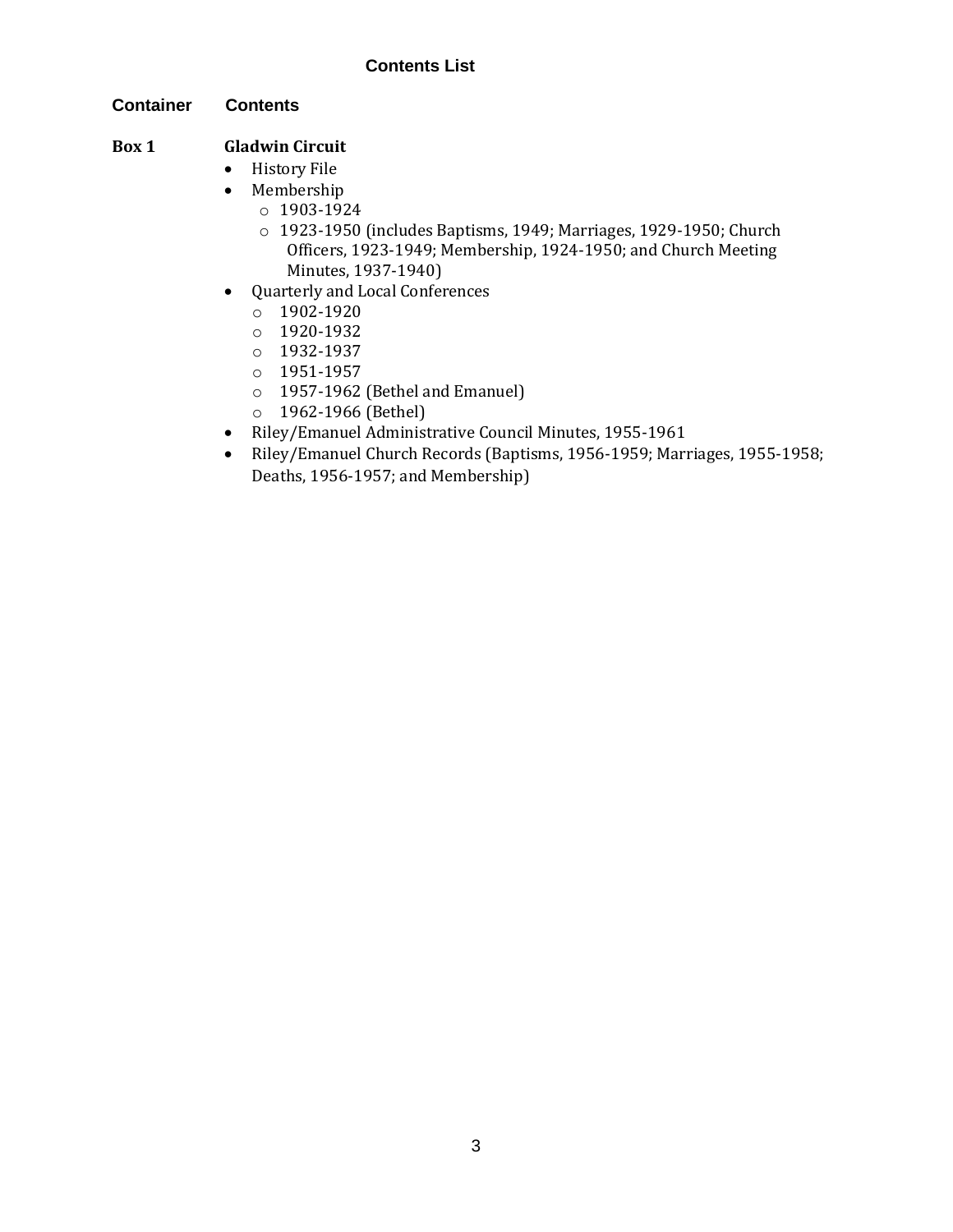# Contents List

**Container** | **Contents**

**Box 1** **Gladwin Circuit**

- History File
- Membership
  - 1903-1924
  - 1923-1950 (includes Baptisms, 1949; Marriages, 1929-1950; Church Officers, 1923-1949; Membership, 1924-1950; and Church Meeting Minutes, 1937-1940)
- Quarterly and Local Conferences
  - 1902-1920
  - 1920-1932
  - 1932-1937
  - 1951-1957
  - 1957-1962 (Bethel and Emanuel)
  - 1962-1966 (Bethel)
- Riley/Emanuel Administrative Council Minutes, 1955-1961
- Riley/Emanuel Church Records (Baptisms, 1956-1959; Marriages, 1955-1958; Deaths, 1956-1957; and Membership)